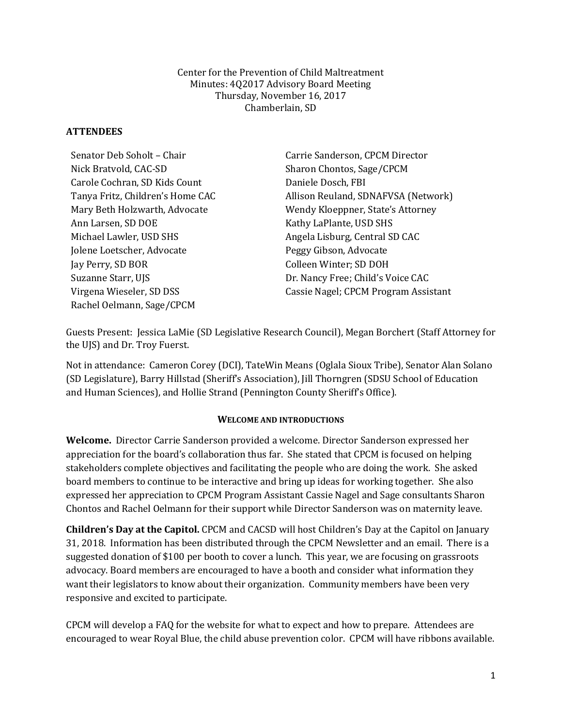Center for the Prevention of Child Maltreatment
Minutes: 4Q2017 Advisory Board Meeting
Thursday, November 16, 2017
Chamberlain, SD

## ATTENDEES

Senator Deb Soholt – Chair
Nick Bratvold, CAC-SD
Carole Cochran, SD Kids Count
Tanya Fritz, Children's Home CAC
Mary Beth Holzwarth, Advocate
Ann Larsen, SD DOE
Michael Lawler, USD SHS
Jolene Loetscher, Advocate
Jay Perry, SD BOR
Suzanne Starr, UJS
Virgena Wieseler, SD DSS
Rachel Oelmann, Sage/CPCM
Carrie Sanderson, CPCM Director
Sharon Chontos, Sage/CPCM
Daniele Dosch, FBI
Allison Reuland, SDNAFVSA (Network)
Wendy Kloeppner, State's Attorney
Kathy LaPlante, USD SHS
Angela Lisburg, Central SD CAC
Peggy Gibson, Advocate
Colleen Winter; SD DOH
Dr. Nancy Free; Child's Voice CAC
Cassie Nagel; CPCM Program Assistant

Guests Present: Jessica LaMie (SD Legislative Research Council), Megan Borchert (Staff Attorney for the UJS) and Dr. Troy Fuerst.

Not in attendance: Cameron Corey (DCI), TateWin Means (Oglala Sioux Tribe), Senator Alan Solano (SD Legislature), Barry Hillstad (Sheriff's Association), Jill Thorngren (SDSU School of Education and Human Sciences), and Hollie Strand (Pennington County Sheriff's Office).

## WELCOME AND INTRODUCTIONS

**Welcome.** Director Carrie Sanderson provided a welcome. Director Sanderson expressed her appreciation for the board's collaboration thus far. She stated that CPCM is focused on helping stakeholders complete objectives and facilitating the people who are doing the work. She asked board members to continue to be interactive and bring up ideas for working together. She also expressed her appreciation to CPCM Program Assistant Cassie Nagel and Sage consultants Sharon Chontos and Rachel Oelmann for their support while Director Sanderson was on maternity leave.

**Children's Day at the Capitol.** CPCM and CACSD will host Children's Day at the Capitol on January 31, 2018. Information has been distributed through the CPCM Newsletter and an email. There is a suggested donation of $100 per booth to cover a lunch. This year, we are focusing on grassroots advocacy. Board members are encouraged to have a booth and consider what information they want their legislators to know about their organization. Community members have been very responsive and excited to participate.

CPCM will develop a FAQ for the website for what to expect and how to prepare. Attendees are encouraged to wear Royal Blue, the child abuse prevention color. CPCM will have ribbons available.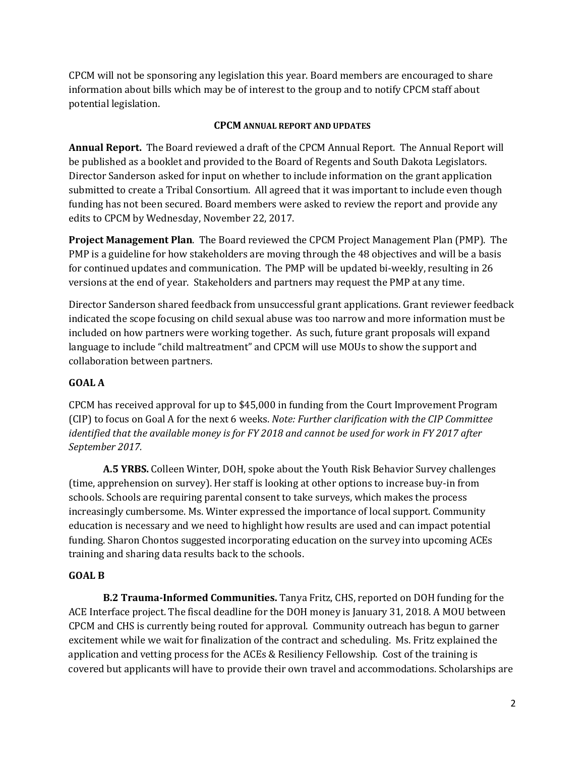CPCM will not be sponsoring any legislation this year. Board members are encouraged to share information about bills which may be of interest to the group and to notify CPCM staff about potential legislation.

## CPCM ANNUAL REPORT AND UPDATES

**Annual Report.** The Board reviewed a draft of the CPCM Annual Report. The Annual Report will be published as a booklet and provided to the Board of Regents and South Dakota Legislators. Director Sanderson asked for input on whether to include information on the grant application submitted to create a Tribal Consortium. All agreed that it was important to include even though funding has not been secured. Board members were asked to review the report and provide any edits to CPCM by Wednesday, November 22, 2017.

**Project Management Plan**. The Board reviewed the CPCM Project Management Plan (PMP). The PMP is a guideline for how stakeholders are moving through the 48 objectives and will be a basis for continued updates and communication. The PMP will be updated bi-weekly, resulting in 26 versions at the end of year. Stakeholders and partners may request the PMP at any time.

Director Sanderson shared feedback from unsuccessful grant applications. Grant reviewer feedback indicated the scope focusing on child sexual abuse was too narrow and more information must be included on how partners were working together. As such, future grant proposals will expand language to include "child maltreatment" and CPCM will use MOUs to show the support and collaboration between partners.

### GOAL A

CPCM has received approval for up to $45,000 in funding from the Court Improvement Program (CIP) to focus on Goal A for the next 6 weeks. *Note: Further clarification with the CIP Committee identified that the available money is for FY 2018 and cannot be used for work in FY 2017 after September 2017.*

**A.5 YRBS.** Colleen Winter, DOH, spoke about the Youth Risk Behavior Survey challenges (time, apprehension on survey). Her staff is looking at other options to increase buy-in from schools. Schools are requiring parental consent to take surveys, which makes the process increasingly cumbersome. Ms. Winter expressed the importance of local support. Community education is necessary and we need to highlight how results are used and can impact potential funding. Sharon Chontos suggested incorporating education on the survey into upcoming ACEs training and sharing data results back to the schools.

### GOAL B

**B.2 Trauma-Informed Communities.** Tanya Fritz, CHS, reported on DOH funding for the ACE Interface project. The fiscal deadline for the DOH money is January 31, 2018. A MOU between CPCM and CHS is currently being routed for approval. Community outreach has begun to garner excitement while we wait for finalization of the contract and scheduling. Ms. Fritz explained the application and vetting process for the ACEs & Resiliency Fellowship. Cost of the training is covered but applicants will have to provide their own travel and accommodations. Scholarships are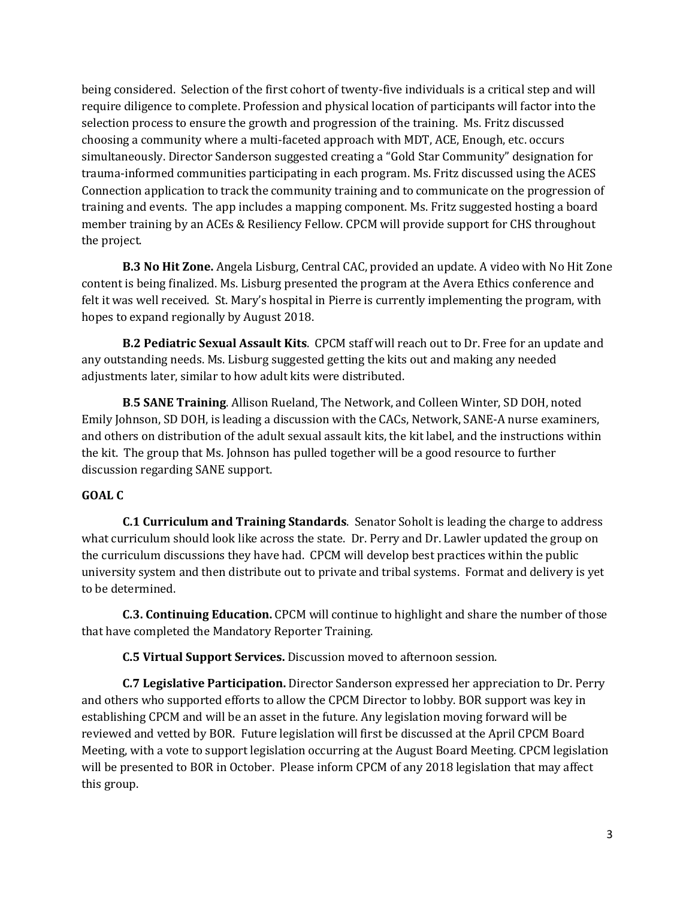being considered. Selection of the first cohort of twenty-five individuals is a critical step and will require diligence to complete. Profession and physical location of participants will factor into the selection process to ensure the growth and progression of the training. Ms. Fritz discussed choosing a community where a multi-faceted approach with MDT, ACE, Enough, etc. occurs simultaneously. Director Sanderson suggested creating a "Gold Star Community" designation for trauma-informed communities participating in each program. Ms. Fritz discussed using the ACES Connection application to track the community training and to communicate on the progression of training and events. The app includes a mapping component. Ms. Fritz suggested hosting a board member training by an ACEs & Resiliency Fellow. CPCM will provide support for CHS throughout the project.

**B.3 No Hit Zone.** Angela Lisburg, Central CAC, provided an update. A video with No Hit Zone content is being finalized. Ms. Lisburg presented the program at the Avera Ethics conference and felt it was well received. St. Mary's hospital in Pierre is currently implementing the program, with hopes to expand regionally by August 2018.

**B.2 Pediatric Sexual Assault Kits**. CPCM staff will reach out to Dr. Free for an update and any outstanding needs. Ms. Lisburg suggested getting the kits out and making any needed adjustments later, similar to how adult kits were distributed.

**B.5 SANE Training**. Allison Rueland, The Network, and Colleen Winter, SD DOH, noted Emily Johnson, SD DOH, is leading a discussion with the CACs, Network, SANE-A nurse examiners, and others on distribution of the adult sexual assault kits, the kit label, and the instructions within the kit. The group that Ms. Johnson has pulled together will be a good resource to further discussion regarding SANE support.

**GOAL C**

**C.1 Curriculum and Training Standards**. Senator Soholt is leading the charge to address what curriculum should look like across the state. Dr. Perry and Dr. Lawler updated the group on the curriculum discussions they have had. CPCM will develop best practices within the public university system and then distribute out to private and tribal systems. Format and delivery is yet to be determined.

**C.3. Continuing Education.** CPCM will continue to highlight and share the number of those that have completed the Mandatory Reporter Training.

**C.5 Virtual Support Services.** Discussion moved to afternoon session.

**C.7 Legislative Participation.** Director Sanderson expressed her appreciation to Dr. Perry and others who supported efforts to allow the CPCM Director to lobby. BOR support was key in establishing CPCM and will be an asset in the future. Any legislation moving forward will be reviewed and vetted by BOR. Future legislation will first be discussed at the April CPCM Board Meeting, with a vote to support legislation occurring at the August Board Meeting. CPCM legislation will be presented to BOR in October. Please inform CPCM of any 2018 legislation that may affect this group.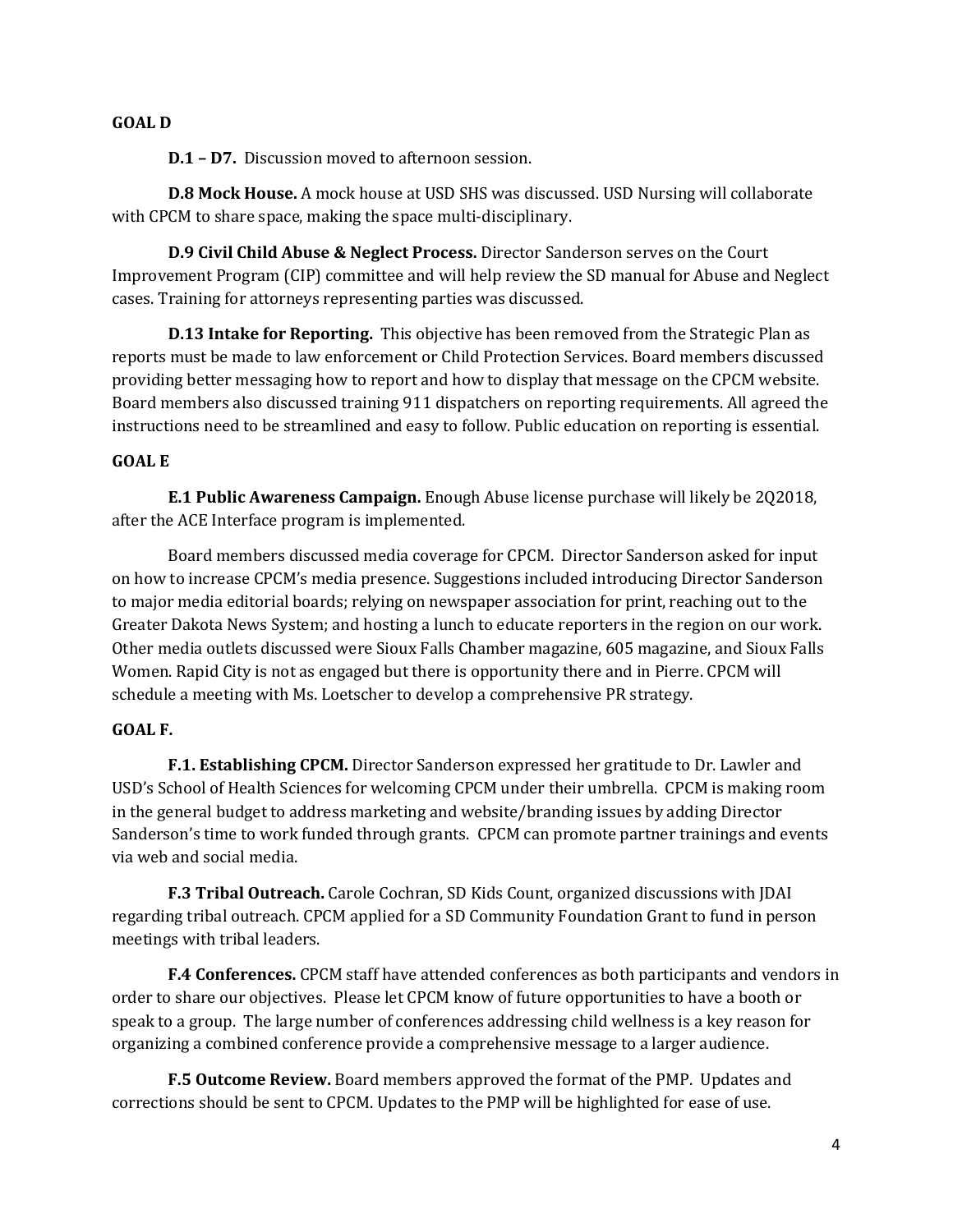**GOAL D**

**D.1 – D7.** Discussion moved to afternoon session.

**D.8 Mock House.** A mock house at USD SHS was discussed. USD Nursing will collaborate with CPCM to share space, making the space multi-disciplinary.

**D.9 Civil Child Abuse & Neglect Process.** Director Sanderson serves on the Court Improvement Program (CIP) committee and will help review the SD manual for Abuse and Neglect cases. Training for attorneys representing parties was discussed.

**D.13 Intake for Reporting.** This objective has been removed from the Strategic Plan as reports must be made to law enforcement or Child Protection Services. Board members discussed providing better messaging how to report and how to display that message on the CPCM website. Board members also discussed training 911 dispatchers on reporting requirements. All agreed the instructions need to be streamlined and easy to follow. Public education on reporting is essential.

**GOAL E**

**E.1 Public Awareness Campaign.** Enough Abuse license purchase will likely be 2Q2018, after the ACE Interface program is implemented.

Board members discussed media coverage for CPCM. Director Sanderson asked for input on how to increase CPCM's media presence. Suggestions included introducing Director Sanderson to major media editorial boards; relying on newspaper association for print, reaching out to the Greater Dakota News System; and hosting a lunch to educate reporters in the region on our work. Other media outlets discussed were Sioux Falls Chamber magazine, 605 magazine, and Sioux Falls Women. Rapid City is not as engaged but there is opportunity there and in Pierre. CPCM will schedule a meeting with Ms. Loetscher to develop a comprehensive PR strategy.

**GOAL F.**

**F.1. Establishing CPCM.** Director Sanderson expressed her gratitude to Dr. Lawler and USD's School of Health Sciences for welcoming CPCM under their umbrella. CPCM is making room in the general budget to address marketing and website/branding issues by adding Director Sanderson's time to work funded through grants. CPCM can promote partner trainings and events via web and social media.

**F.3 Tribal Outreach.** Carole Cochran, SD Kids Count, organized discussions with JDAI regarding tribal outreach. CPCM applied for a SD Community Foundation Grant to fund in person meetings with tribal leaders.

**F.4 Conferences.** CPCM staff have attended conferences as both participants and vendors in order to share our objectives. Please let CPCM know of future opportunities to have a booth or speak to a group. The large number of conferences addressing child wellness is a key reason for organizing a combined conference provide a comprehensive message to a larger audience.

**F.5 Outcome Review.** Board members approved the format of the PMP. Updates and corrections should be sent to CPCM. Updates to the PMP will be highlighted for ease of use.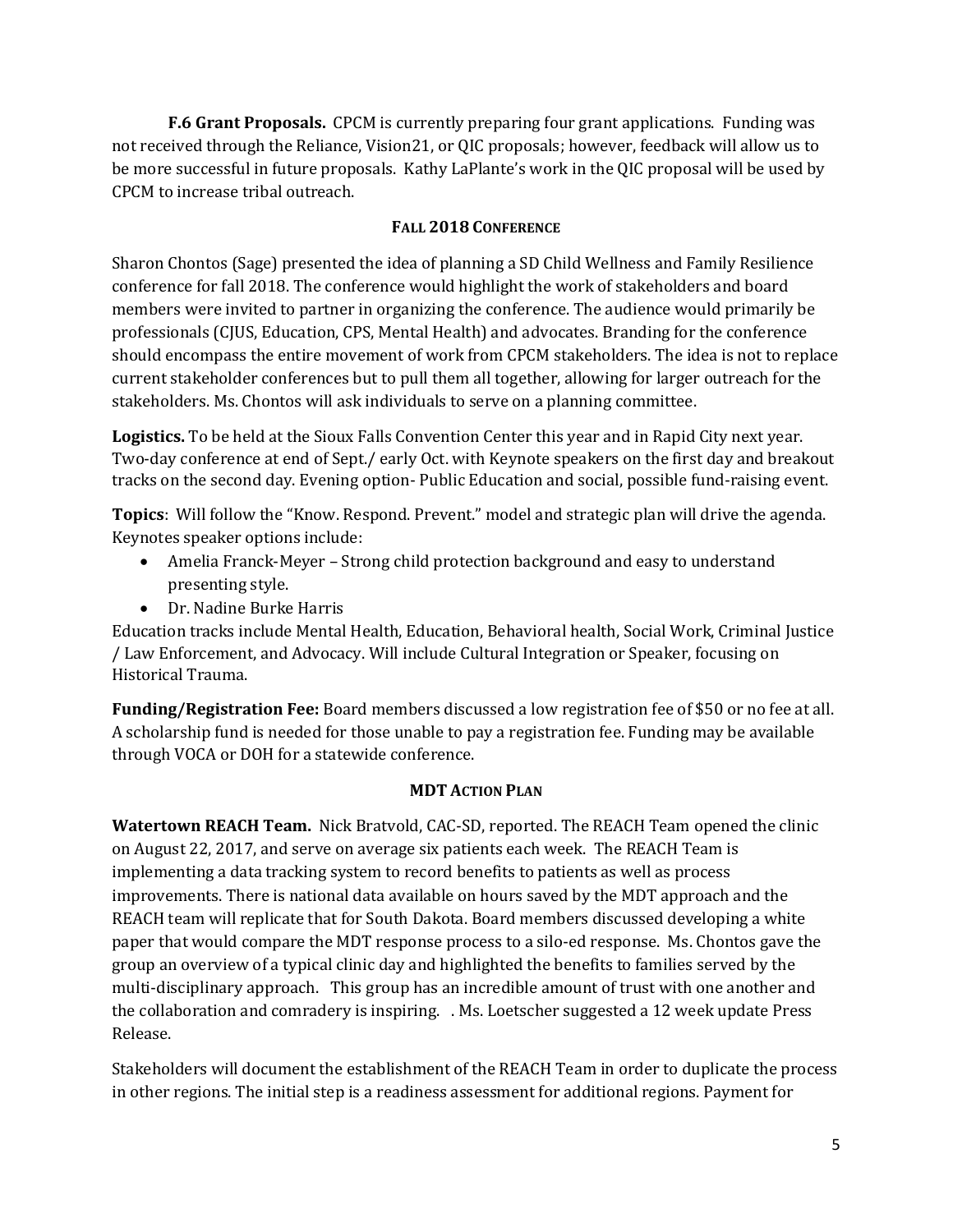**F.6 Grant Proposals.** CPCM is currently preparing four grant applications. Funding was not received through the Reliance, Vision21, or QIC proposals; however, feedback will allow us to be more successful in future proposals. Kathy LaPlante's work in the QIC proposal will be used by CPCM to increase tribal outreach.

## FALL 2018 CONFERENCE

Sharon Chontos (Sage) presented the idea of planning a SD Child Wellness and Family Resilience conference for fall 2018. The conference would highlight the work of stakeholders and board members were invited to partner in organizing the conference. The audience would primarily be professionals (CJUS, Education, CPS, Mental Health) and advocates. Branding for the conference should encompass the entire movement of work from CPCM stakeholders. The idea is not to replace current stakeholder conferences but to pull them all together, allowing for larger outreach for the stakeholders. Ms. Chontos will ask individuals to serve on a planning committee.

**Logistics.** To be held at the Sioux Falls Convention Center this year and in Rapid City next year. Two-day conference at end of Sept./ early Oct. with Keynote speakers on the first day and breakout tracks on the second day. Evening option- Public Education and social, possible fund-raising event.

**Topics**: Will follow the "Know. Respond. Prevent." model and strategic plan will drive the agenda. Keynotes speaker options include:

- Amelia Franck-Meyer – Strong child protection background and easy to understand presenting style.
- Dr. Nadine Burke Harris

Education tracks include Mental Health, Education, Behavioral health, Social Work, Criminal Justice / Law Enforcement, and Advocacy. Will include Cultural Integration or Speaker, focusing on Historical Trauma.

**Funding/Registration Fee:** Board members discussed a low registration fee of $50 or no fee at all. A scholarship fund is needed for those unable to pay a registration fee. Funding may be available through VOCA or DOH for a statewide conference.

## MDT ACTION PLAN

**Watertown REACH Team.** Nick Bratvold, CAC-SD, reported. The REACH Team opened the clinic on August 22, 2017, and serve on average six patients each week. The REACH Team is implementing a data tracking system to record benefits to patients as well as process improvements. There is national data available on hours saved by the MDT approach and the REACH team will replicate that for South Dakota. Board members discussed developing a white paper that would compare the MDT response process to a silo-ed response. Ms. Chontos gave the group an overview of a typical clinic day and highlighted the benefits to families served by the multi-disciplinary approach. This group has an incredible amount of trust with one another and the collaboration and comradery is inspiring. . Ms. Loetscher suggested a 12 week update Press Release.

Stakeholders will document the establishment of the REACH Team in order to duplicate the process in other regions. The initial step is a readiness assessment for additional regions. Payment for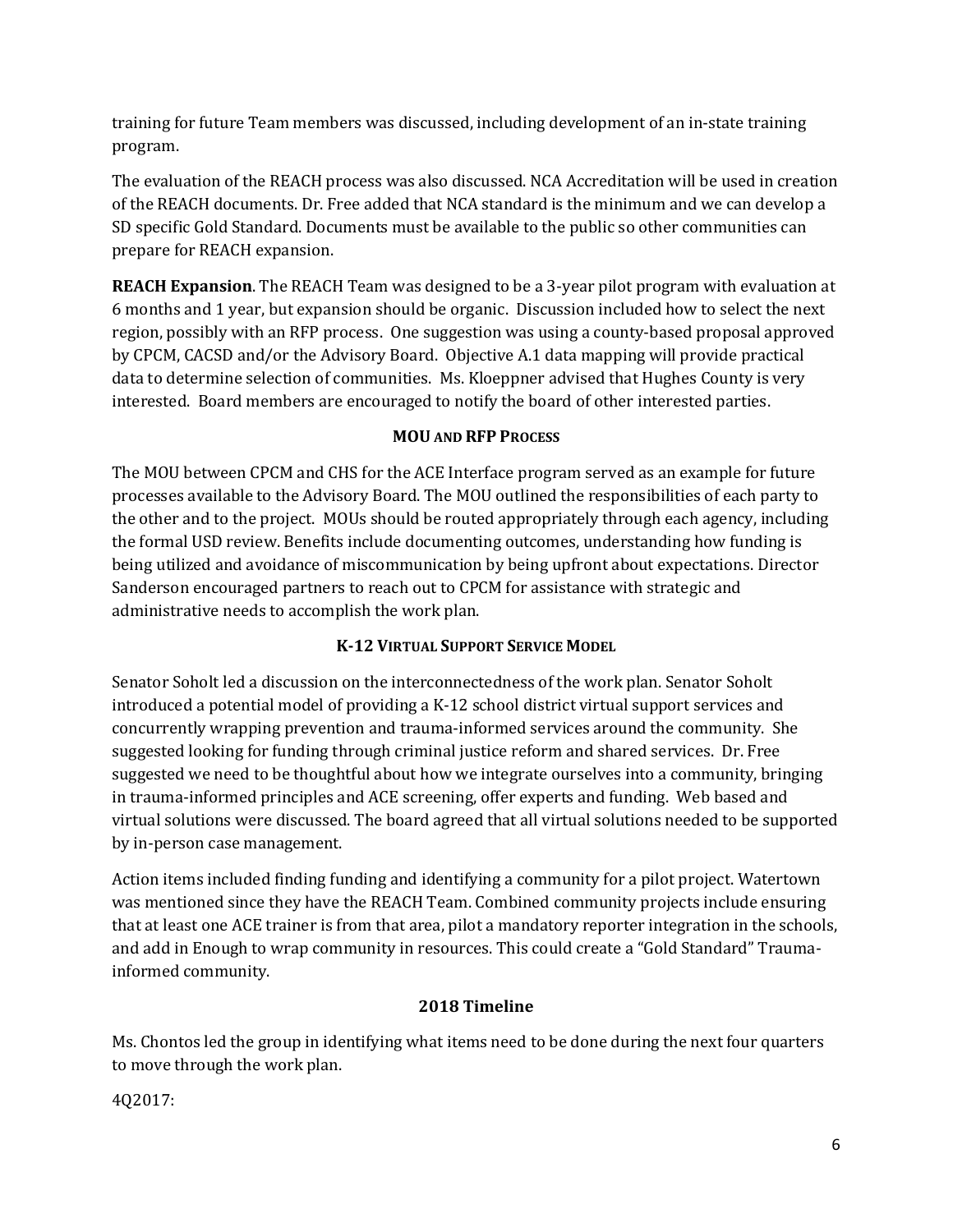training for future Team members was discussed, including development of an in-state training program.

The evaluation of the REACH process was also discussed. NCA Accreditation will be used in creation of the REACH documents. Dr. Free added that NCA standard is the minimum and we can develop a SD specific Gold Standard. Documents must be available to the public so other communities can prepare for REACH expansion.

**REACH Expansion**. The REACH Team was designed to be a 3-year pilot program with evaluation at 6 months and 1 year, but expansion should be organic. Discussion included how to select the next region, possibly with an RFP process. One suggestion was using a county-based proposal approved by CPCM, CACSD and/or the Advisory Board. Objective A.1 data mapping will provide practical data to determine selection of communities. Ms. Kloeppner advised that Hughes County is very interested. Board members are encouraged to notify the board of other interested parties.

### MOU and RFP Process

The MOU between CPCM and CHS for the ACE Interface program served as an example for future processes available to the Advisory Board. The MOU outlined the responsibilities of each party to the other and to the project. MOUs should be routed appropriately through each agency, including the formal USD review. Benefits include documenting outcomes, understanding how funding is being utilized and avoidance of miscommunication by being upfront about expectations. Director Sanderson encouraged partners to reach out to CPCM for assistance with strategic and administrative needs to accomplish the work plan.

### K-12 Virtual Support Service Model

Senator Soholt led a discussion on the interconnectedness of the work plan. Senator Soholt introduced a potential model of providing a K-12 school district virtual support services and concurrently wrapping prevention and trauma-informed services around the community. She suggested looking for funding through criminal justice reform and shared services. Dr. Free suggested we need to be thoughtful about how we integrate ourselves into a community, bringing in trauma-informed principles and ACE screening, offer experts and funding. Web based and virtual solutions were discussed. The board agreed that all virtual solutions needed to be supported by in-person case management.

Action items included finding funding and identifying a community for a pilot project. Watertown was mentioned since they have the REACH Team. Combined community projects include ensuring that at least one ACE trainer is from that area, pilot a mandatory reporter integration in the schools, and add in Enough to wrap community in resources. This could create a "Gold Standard" Trauma-informed community.

### 2018 Timeline

Ms. Chontos led the group in identifying what items need to be done during the next four quarters to move through the work plan.

4Q2017: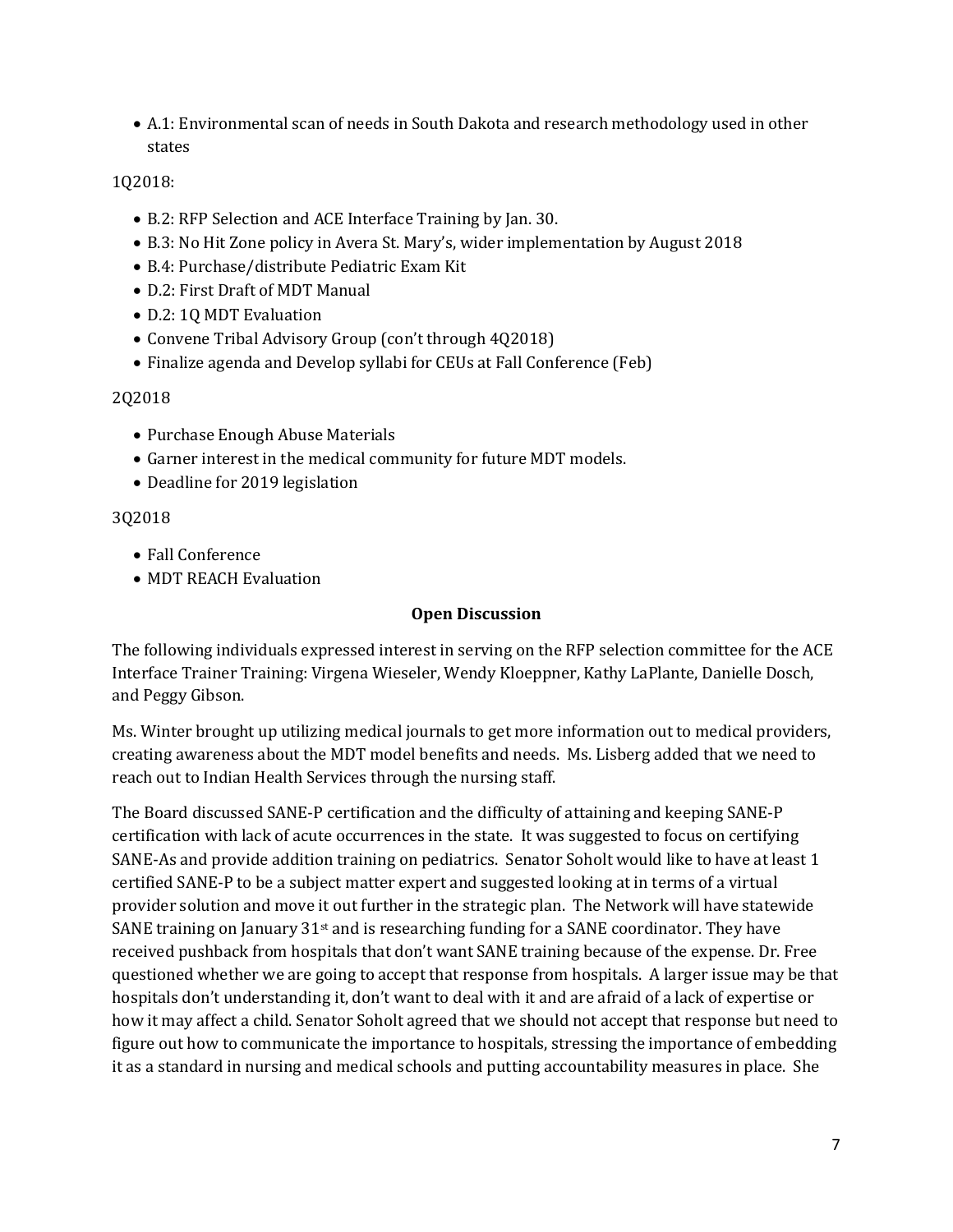- A.1: Environmental scan of needs in South Dakota and research methodology used in other states

1Q2018:

- B.2: RFP Selection and ACE Interface Training by Jan. 30.
- B.3: No Hit Zone policy in Avera St. Mary's, wider implementation by August 2018
- B.4: Purchase/distribute Pediatric Exam Kit
- D.2: First Draft of MDT Manual
- D.2: 1Q MDT Evaluation
- Convene Tribal Advisory Group (con't through 4Q2018)
- Finalize agenda and Develop syllabi for CEUs at Fall Conference (Feb)

2Q2018

- Purchase Enough Abuse Materials
- Garner interest in the medical community for future MDT models.
- Deadline for 2019 legislation

3Q2018

- Fall Conference
- MDT REACH Evaluation

**Open Discussion**

The following individuals expressed interest in serving on the RFP selection committee for the ACE Interface Trainer Training: Virgena Wieseler, Wendy Kloeppner, Kathy LaPlante, Danielle Dosch, and Peggy Gibson.

Ms. Winter brought up utilizing medical journals to get more information out to medical providers, creating awareness about the MDT model benefits and needs. Ms. Lisberg added that we need to reach out to Indian Health Services through the nursing staff.

The Board discussed SANE-P certification and the difficulty of attaining and keeping SANE-P certification with lack of acute occurrences in the state. It was suggested to focus on certifying SANE-As and provide addition training on pediatrics. Senator Soholt would like to have at least 1 certified SANE-P to be a subject matter expert and suggested looking at in terms of a virtual provider solution and move it out further in the strategic plan. The Network will have statewide SANE training on January 31st and is researching funding for a SANE coordinator. They have received pushback from hospitals that don't want SANE training because of the expense. Dr. Free questioned whether we are going to accept that response from hospitals. A larger issue may be that hospitals don't understanding it, don't want to deal with it and are afraid of a lack of expertise or how it may affect a child. Senator Soholt agreed that we should not accept that response but need to figure out how to communicate the importance to hospitals, stressing the importance of embedding it as a standard in nursing and medical schools and putting accountability measures in place. She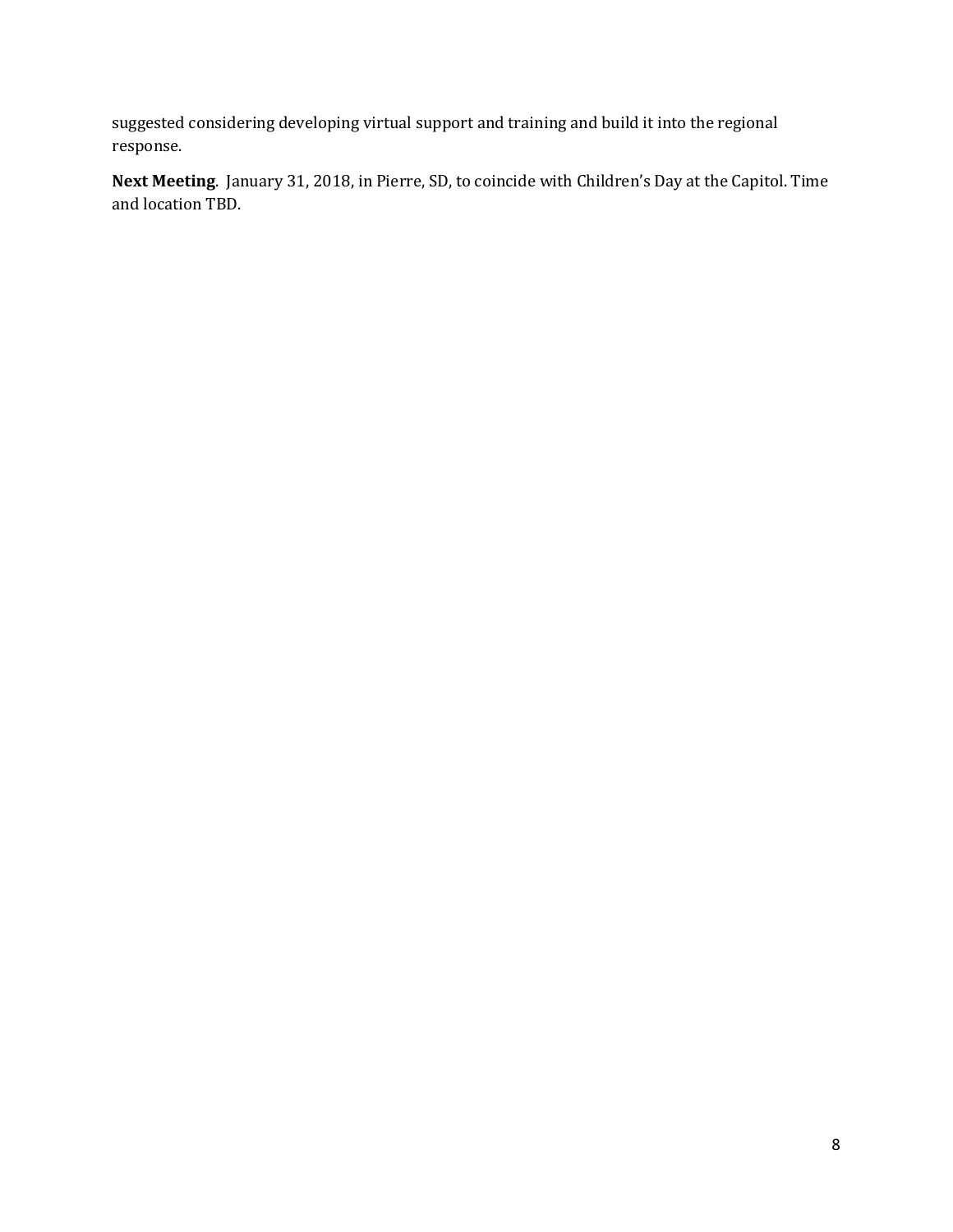suggested considering developing virtual support and training and build it into the regional response.

**Next Meeting**. January 31, 2018, in Pierre, SD, to coincide with Children's Day at the Capitol. Time and location TBD.